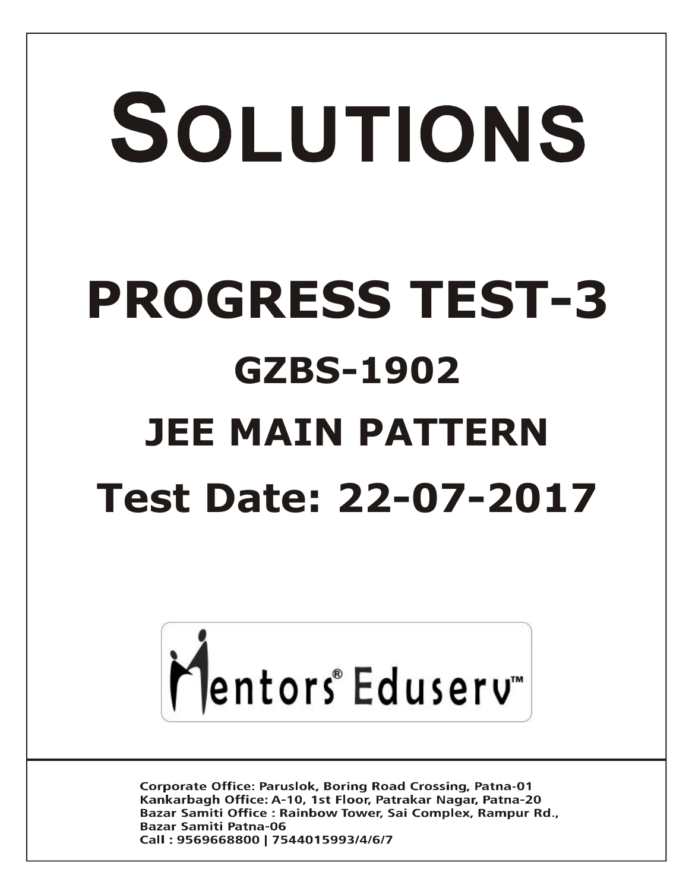# SOLUTIONS

# PROGRESS TEST-3

## GZBS-1902

## JEE MAIN PATTERN

## Test Date: 22-07-2017

Mentors® Eduserv™

Corporate Office: Paruslok, Boring Road Crossing, Patna-01
Kankarbagh Office: A-10, 1st Floor, Patrakar Nagar, Patna-20
Bazar Samiti Office : Rainbow Tower, Sai Complex, Rampur Rd., Bazar Samiti Patna-06
Call : 9569668800 | 7544015993/4/6/7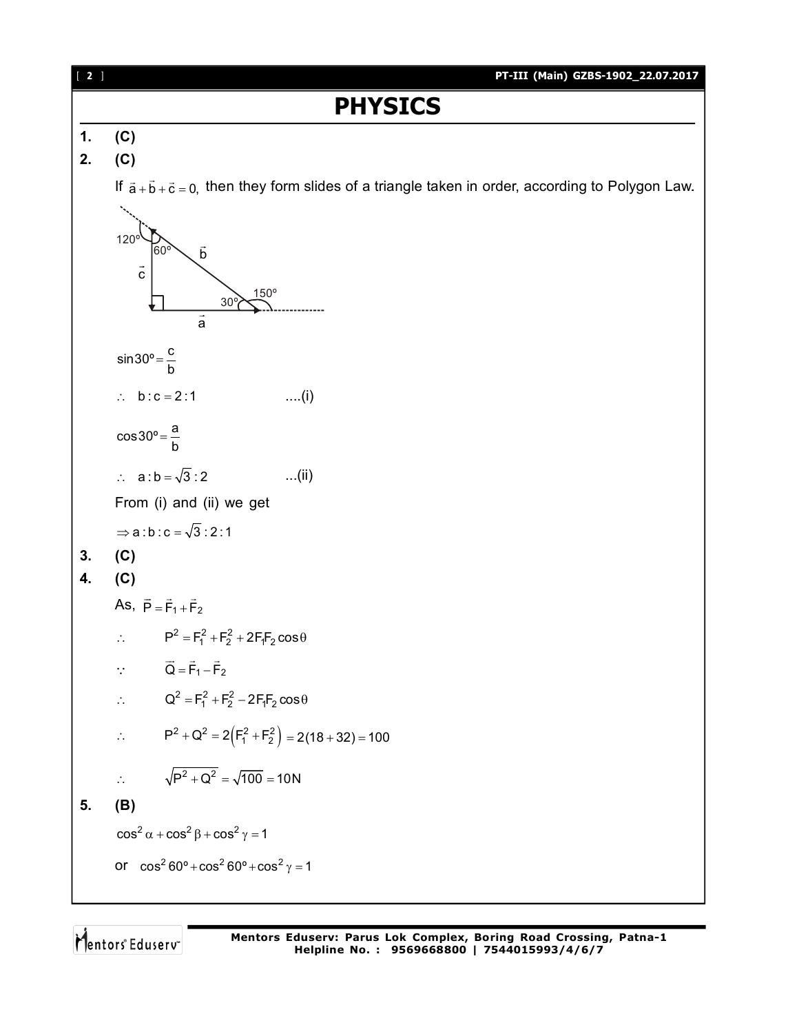# PHYSICS

**1.** **(C)**

**2.** **(C)**

If $\vec{a}+\vec{b}+\vec{c}=0,$ then they form slides of a triangle taken in order, according to Polygon Law.

$$\sin 30^\circ = \frac{c}{b}$$

$\therefore \; b : c = 2 : 1$ ....(i)

$$\cos 30^\circ = \frac{a}{b}$$

$\therefore \; a : b = \sqrt{3} : 2$ ...(ii)

From (i) and (ii) we get

$\Rightarrow a : b : c = \sqrt{3} : 2 : 1$

**3.** **(C)**

**4.** **(C)**

As, $\vec{P} = \vec{F}_1 + \vec{F}_2$

$\therefore \quad P^2 = F_1^2 + F_2^2 + 2F_1F_2\cos\theta$

$\because \quad \vec{Q} = \vec{F}_1 - \vec{F}_2$

$\therefore \quad Q^2 = F_1^2 + F_2^2 - 2F_1F_2\cos\theta$

$\therefore \quad P^2 + Q^2 = 2\left(F_1^2 + F_2^2\right) = 2(18+32) = 100$

$\therefore \quad \sqrt{P^2 + Q^2} = \sqrt{100} = 10\text{N}$

**5.** **(B)**

$\cos^2\alpha + \cos^2\beta + \cos^2\gamma = 1$

or $\cos^2 60^\circ + \cos^2 60^\circ + \cos^2\gamma = 1$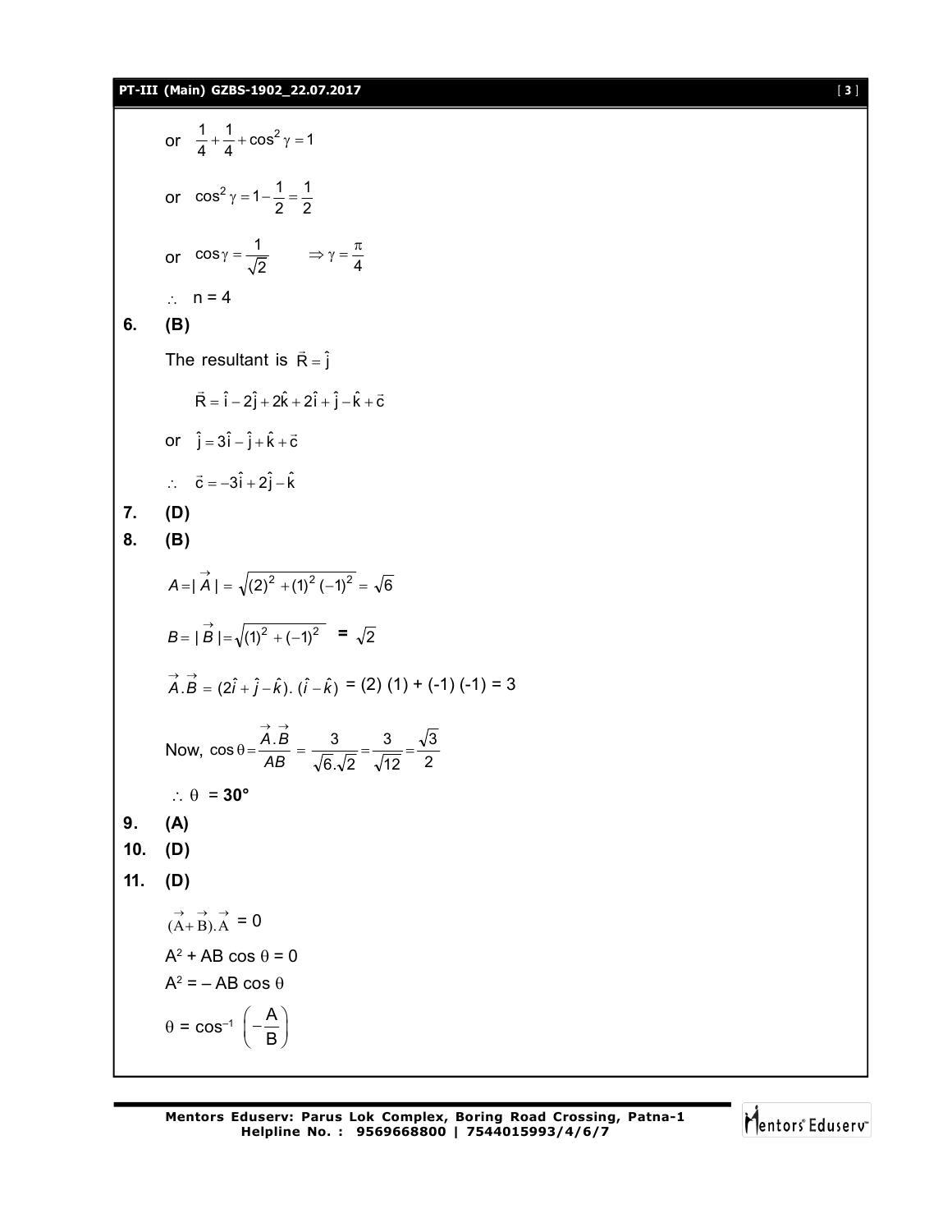or $\frac{1}{4}+\frac{1}{4}+\cos^2\gamma = 1$

or $\cos^2\gamma = 1-\frac{1}{2}=\frac{1}{2}$

or $\cos\gamma = \frac{1}{\sqrt{2}} \qquad \Rightarrow \gamma = \frac{\pi}{4}$

$\therefore$ n = 4

**6. (B)**

The resultant is $\vec{R} = \hat{j}$

$$\vec{R} = \hat{i} - 2\hat{j} + 2\hat{k} + 2\hat{i} + \hat{j} - \hat{k} + \vec{c}$$

or $\hat{j} = 3\hat{i} - \hat{j} + \hat{k} + \vec{c}$

$\therefore \quad \vec{c} = -3\hat{i} + 2\hat{j} - \hat{k}$

**7. (D)**

**8. (B)**

$A = |\vec{A}| = \sqrt{(2)^2 + (1)^2 (-1)^2} = \sqrt{6}$

$B = |\vec{B}| = \sqrt{(1)^2 + (-1)^2} = \sqrt{2}$

$\vec{A}.\vec{B} = (2\hat{i} + \hat{j} - \hat{k}).(\hat{i} - \hat{k})$ = (2) (1) + (-1) (-1) = 3

Now, $\cos\theta = \frac{\vec{A}.\vec{B}}{AB} = \frac{3}{\sqrt{6}.\sqrt{2}} = \frac{3}{\sqrt{12}} = \frac{\sqrt{3}}{2}$

$\therefore \theta$ = **30°**

**9. (A)**

**10. (D)**

**11. (D)**

$(\vec{A} + \vec{B}).\vec{A} = 0$

$A^2 + AB\cos\theta = 0$

$A^2 = -AB\cos\theta$

$\theta = \cos^{-1}\left(-\frac{A}{B}\right)$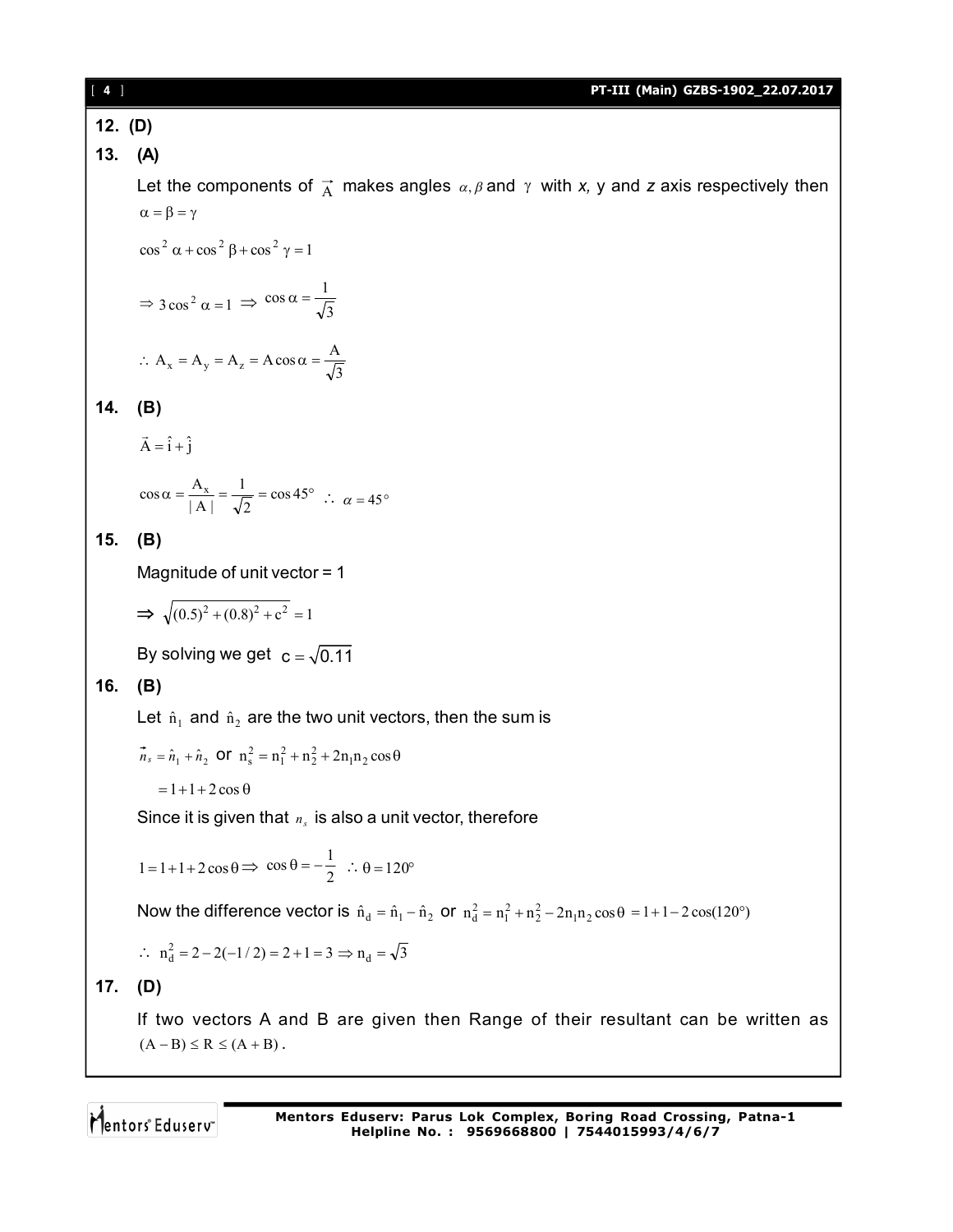**12. (D)**

**13. (A)**

Let the components of $\vec{A}$ makes angles $\alpha, \beta$ and $\gamma$ with *x,* y and *z* axis respectively then $\alpha = \beta = \gamma$

$$\cos^2\alpha + \cos^2\beta + \cos^2\gamma = 1$$

$$\Rightarrow 3\cos^2\alpha = 1 \Rightarrow \cos\alpha = \frac{1}{\sqrt{3}}$$

$$\therefore A_x = A_y = A_z = A\cos\alpha = \frac{A}{\sqrt{3}}$$

**14. (B)**

$$\vec{A} = \hat{i} + \hat{j}$$

$$\cos\alpha = \frac{A_x}{|A|} = \frac{1}{\sqrt{2}} = \cos 45^\circ \therefore \alpha = 45^\circ$$

**15. (B)**

Magnitude of unit vector = 1

$$\Rightarrow \sqrt{(0.5)^2 + (0.8)^2 + c^2} = 1$$

By solving we get $c = \sqrt{0.11}$

**16. (B)**

Let $\hat{n}_1$ and $\hat{n}_2$ are the two unit vectors, then the sum is

$\vec{n}_s = \hat{n}_1 + \hat{n}_2$ or $n_s^2 = n_1^2 + n_2^2 + 2n_1n_2\cos\theta$

$= 1 + 1 + 2\cos\theta$

Since it is given that $n_s$ is also a unit vector, therefore

$$1 = 1 + 1 + 2\cos\theta \Rightarrow \cos\theta = -\frac{1}{2} \therefore \theta = 120^\circ$$

Now the difference vector is $\hat{n}_d = \hat{n}_1 - \hat{n}_2$ or $n_d^2 = n_1^2 + n_2^2 - 2n_1n_2\cos\theta = 1 + 1 - 2\cos(120^\circ)$

$$\therefore n_d^2 = 2 - 2(-1/2) = 2 + 1 = 3 \Rightarrow n_d = \sqrt{3}$$

**17. (D)**

If two vectors A and B are given then Range of their resultant can be written as $(A - B) \leq R \leq (A + B)$.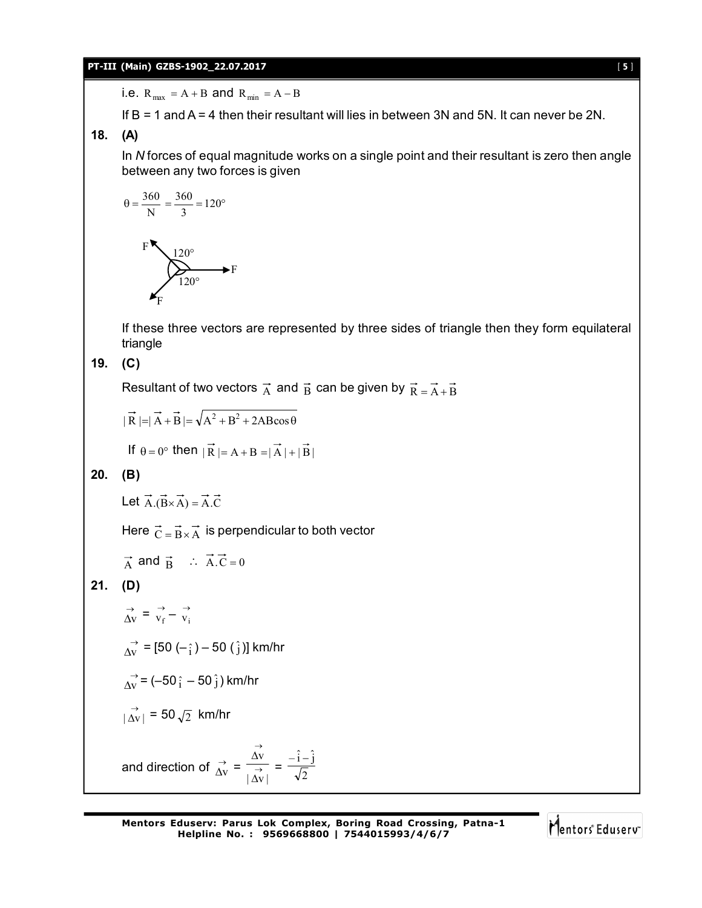i.e. $R_{max} = A + B$ and $R_{min} = A - B$

If B = 1 and A = 4 then their resultant will lies in between 3N and 5N. It can never be 2N.

**18. (A)**

In *N* forces of equal magnitude works on a single point and their resultant is zero then angle between any two forces is given

$$\theta = \frac{360}{N} = \frac{360}{3} = 120^\circ$$

If these three vectors are represented by three sides of triangle then they form equilateral triangle

**19. (C)**

Resultant of two vectors $\vec{A}$ and $\vec{B}$ can be given by $\vec{R} = \vec{A} + \vec{B}$

$$|\vec{R}| = |\vec{A} + \vec{B}| = \sqrt{A^2 + B^2 + 2AB\cos\theta}$$

If $\theta = 0^\circ$ then $|\vec{R}| = A + B = |\vec{A}| + |\vec{B}|$

**20. (B)**

Let $\vec{A}.(\vec{B} \times \vec{A}) = \vec{A}.\vec{C}$

Here $\vec{C} = \vec{B} \times \vec{A}$ is perpendicular to both vector

$\vec{A}$ and $\vec{B}$ $\quad \therefore \; \vec{A}.\vec{C} = 0$

**21. (D)**

$\vec{\Delta v} = \vec{v_f} - \vec{v_i}$

$\vec{\Delta v} = [50\,(-\hat{i}) - 50\,(\hat{j})]$ km/hr

$\vec{\Delta v} = (-50\,\hat{i} - 50\,\hat{j})$ km/hr

$|\vec{\Delta v}| = 50\sqrt{2}$ km/hr

and direction of $\vec{\Delta v} = \dfrac{\vec{\Delta v}}{|\vec{\Delta v}|} = \dfrac{-\hat{i} - \hat{j}}{\sqrt{2}}$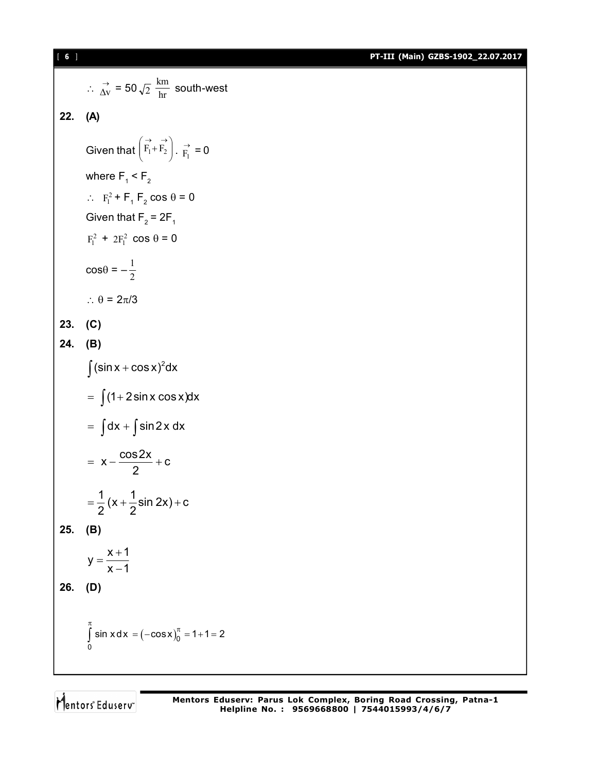$\therefore \vec{\Delta v} = 50\sqrt{2}\ \frac{\text{km}}{\text{hr}}$ south-west

**22. (A)**

Given that $\left(\vec{F_1}+\vec{F_2}\right) \cdot \vec{F_1} = 0$

where $F_1 < F_2$

$\therefore\ F_1^2 + F_1 F_2 \cos\theta = 0$

Given that $F_2 = 2F_1$

$F_1^2 + 2F_1^2 \cos\theta = 0$

$\cos\theta = -\frac{1}{2}$

$\therefore\ \theta = 2\pi/3$

**23. (C)**

**24. (B)**

$\int (\sin x + \cos x)^2 dx$

$= \int (1 + 2\sin x \cos x) dx$

$= \int dx + \int \sin 2x\, dx$

$= x - \frac{\cos 2x}{2} + c$

$= \frac{1}{2}(x + \frac{1}{2}\sin 2x) + c$

**25. (B)**

$y = \frac{x+1}{x-1}$

**26. (D)**

$\int_0^{\pi} \sin x\, dx = \left(-\cos x\right)_0^{\pi} = 1 + 1 = 2$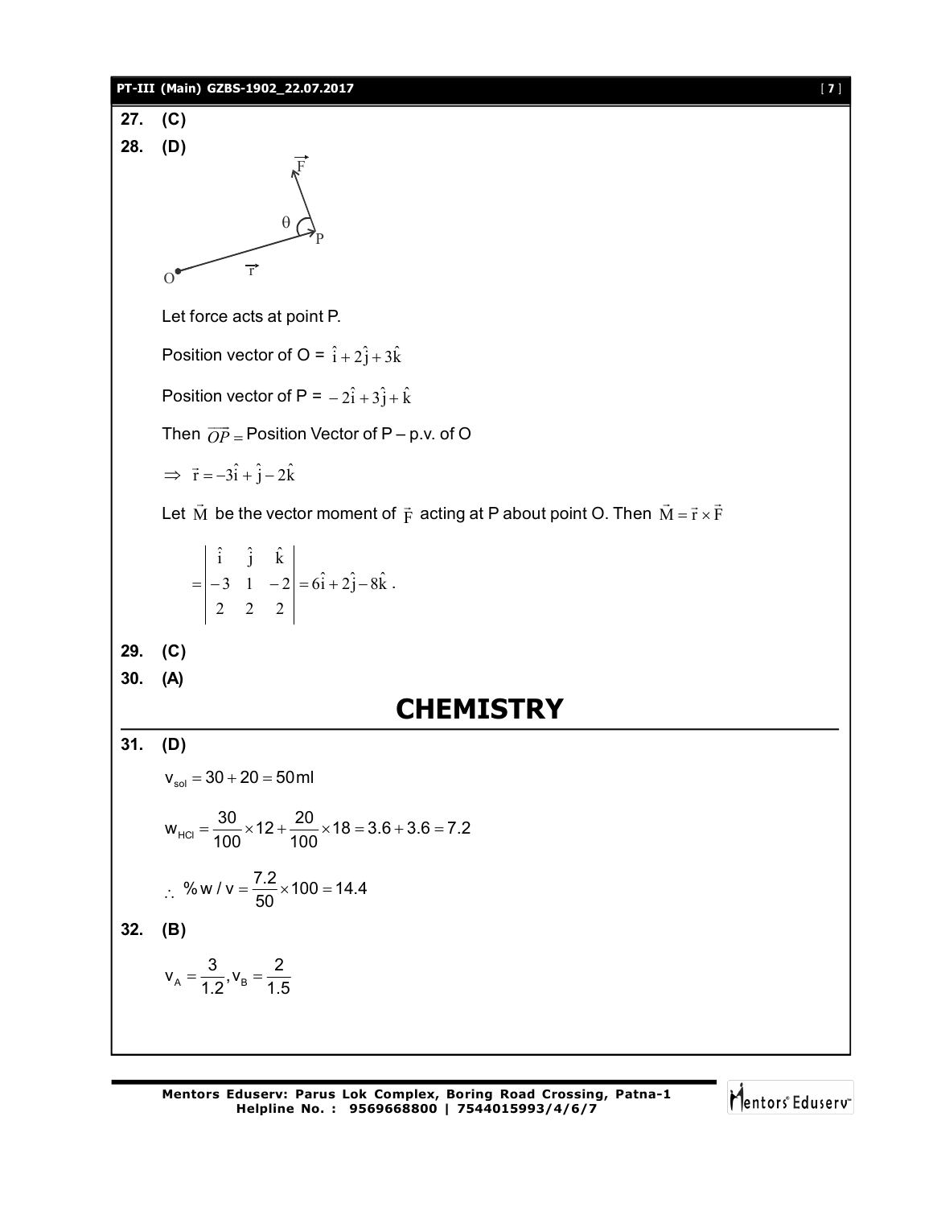**27. (C)**

**28. (D)**

Let force acts at point P.

Position vector of O = $\hat{i} + 2\hat{j} + 3\hat{k}$

Position vector of P = $-2\hat{i} + 3\hat{j} + \hat{k}$

Then $\overrightarrow{OP} =$ Position Vector of P – p.v. of O

$\Rightarrow \vec{r} = -3\hat{i} + \hat{j} - 2\hat{k}$

Let $\vec{M}$ be the vector moment of $\vec{F}$ acting at P about point O. Then $\vec{M} = \vec{r} \times \vec{F}$

$$= \begin{vmatrix} \hat{i} & \hat{j} & \hat{k} \\ -3 & 1 & -2 \\ 2 & 2 & 2 \end{vmatrix} = 6\hat{i} + 2\hat{j} - 8\hat{k}.$$

**29. (C)**

**30. (A)**

# CHEMISTRY

**31. (D)**

$v_{sol} = 30 + 20 = 50\,\text{ml}$

$$w_{HCl} = \frac{30}{100} \times 12 + \frac{20}{100} \times 18 = 3.6 + 3.6 = 7.2$$

$$\therefore \%\,w/v = \frac{7.2}{50} \times 100 = 14.4$$

**32. (B)**

$$v_A = \frac{3}{1.2}, v_B = \frac{2}{1.5}$$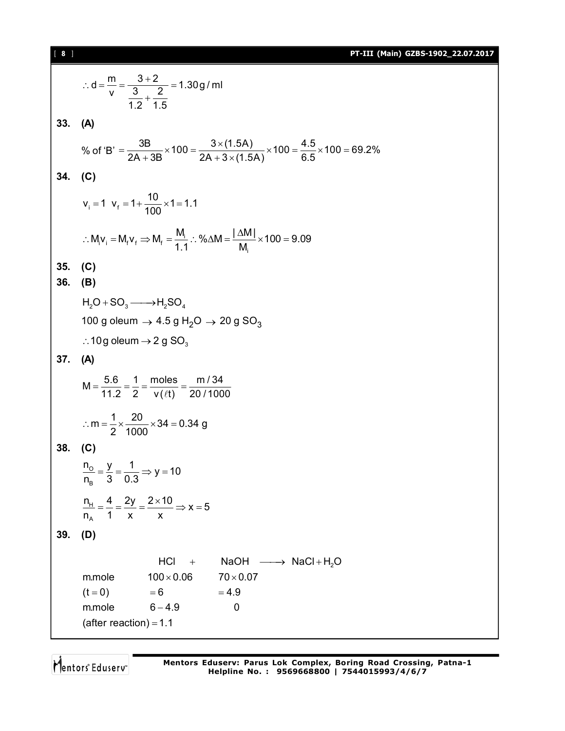$$\therefore d = \frac{m}{v} = \frac{3+2}{\frac{3}{1.2}+\frac{2}{1.5}} = 1.30\,g/ml$$

**33. (A)**

$$\%\text{ of 'B'} = \frac{3B}{2A+3B} \times 100 = \frac{3\times(1.5A)}{2A+3\times(1.5A)} \times 100 = \frac{4.5}{6.5} \times 100 = 69.2\%$$

**34. (C)**

$$v_i = 1 \;\; v_f = 1 + \frac{10}{100} \times 1 = 1.1$$

$$\therefore M_i v_i = M_f v_f \Rightarrow M_f = \frac{M_i}{1.1} \therefore \%\Delta M = \frac{|\Delta M|}{M_i} \times 100 = 9.09$$

**35. (C)**

**36. (B)**

$H_2O + SO_3 \longrightarrow H_2SO_4$

100 g oleum $\rightarrow$ 4.5 g $H_2O$ $\rightarrow$ 20 g $SO_3$

$\therefore$ 10 g oleum $\rightarrow$ 2 g $SO_3$

**37. (A)**

$$M = \frac{5.6}{11.2} = \frac{1}{2} = \frac{\text{moles}}{v(\ell t)} = \frac{m/34}{20/1000}$$

$$\therefore m = \frac{1}{2} \times \frac{20}{1000} \times 34 = 0.34\text{ g}$$

**38. (C)**

$$\frac{n_O}{n_B} = \frac{y}{3} = \frac{1}{0.3} \Rightarrow y = 10$$

$$\frac{n_H}{n_A} = \frac{4}{1} = \frac{2y}{x} = \frac{2\times 10}{x} \Rightarrow x = 5$$

**39. (D)**

| | $HCl$ + | $NaOH$ $\longrightarrow$ | $NaCl + H_2O$ |
|---|---|---|---|
| m.mole | $100\times 0.06$ | $70\times 0.07$ | |
| $(t=0)$ | $=6$ | $=4.9$ | |
| m.mole | $6-4.9$ | 0 | |
| (after reaction) | $=1.1$ | | |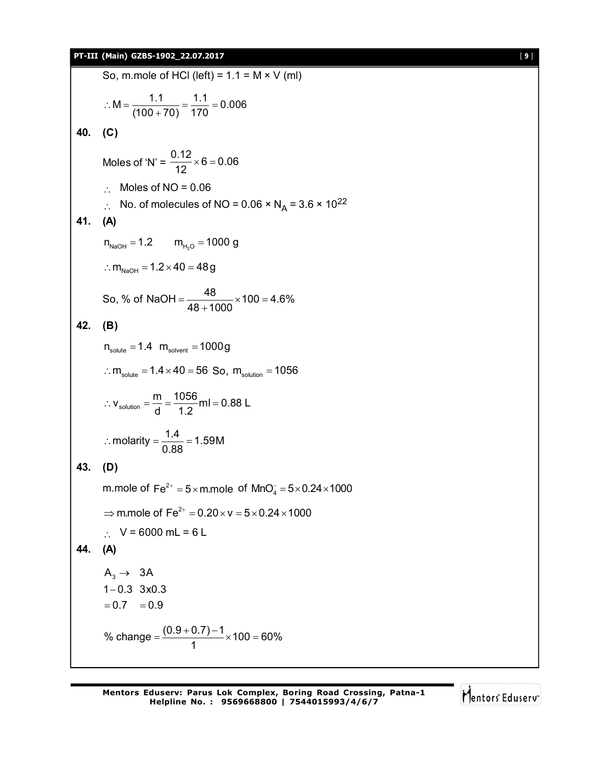So, m.mole of HCl (left) = 1.1 = M × V (ml)

$$\therefore M = \frac{1.1}{(100+70)} = \frac{1.1}{170} = 0.006$$

**40. (C)**

Moles of 'N' = $\frac{0.12}{12} \times 6 = 0.06$

$\therefore$ Moles of NO = 0.06

$\therefore$ No. of molecules of NO = 0.06 × $N_A$ = 3.6 × $10^{22}$

**41. (A)**

$n_{NaOH} = 1.2 \qquad m_{H_2O} = 1000$ g

$\therefore m_{NaOH} = 1.2 \times 40 = 48\,g$

So, % of NaOH $= \frac{48}{48+1000} \times 100 = 4.6\%$

**42. (B)**

$n_{solute} = 1.4 \quad m_{solvent} = 1000\,g$

$\therefore m_{solute} = 1.4 \times 40 = 56$ So, $m_{solution} = 1056$

$\therefore v_{solution} = \frac{m}{d} = \frac{1056}{1.2} ml = 0.88$ L

$\therefore \text{molarity} = \frac{1.4}{0.88} = 1.59M$

**43. (D)**

m.mole of $Fe^{2+} = 5 \times$ m.mole of $MnO_4^- = 5 \times 0.24 \times 1000$

$\Rightarrow$ m.mole of $Fe^{2+} = 0.20 \times v = 5 \times 0.24 \times 1000$

$\therefore$ V = 6000 mL = 6 L

**44. (A)**

$A_3 \rightarrow \;\; 3A$

$1 - 0.3 \;\; 3x0.3$

$= 0.7 \;\; = 0.9$

% change $= \frac{(0.9+0.7)-1}{1} \times 100 = 60\%$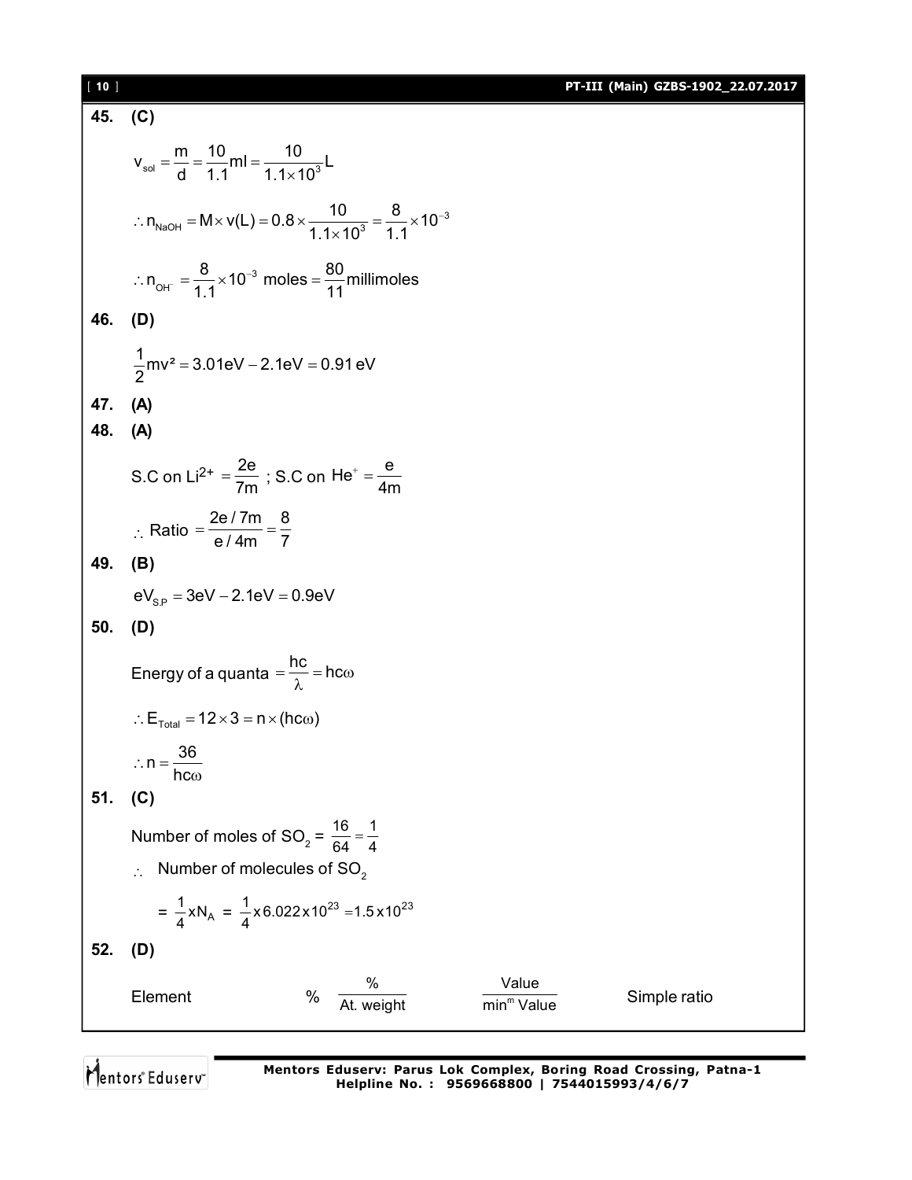**45. (C)**

$$v_{sol} = \frac{m}{d} = \frac{10}{1.1}ml = \frac{10}{1.1\times 10^3}L$$

$$\therefore n_{NaOH} = M \times v(L) = 0.8 \times \frac{10}{1.1\times 10^3} = \frac{8}{1.1}\times 10^{-3}$$

$$\therefore n_{OH^-} = \frac{8}{1.1}\times 10^{-3} \text{ moles} = \frac{80}{11}\text{millimoles}$$

**46. (D)**

$$\frac{1}{2}mv^2 = 3.01eV - 2.1eV = 0.91\,eV$$

**47. (A)**

**48. (A)**

S.C on $Li^{2+} = \frac{2e}{7m}$ ; S.C on $He^+ = \frac{e}{4m}$

$$\therefore \text{ Ratio } = \frac{2e/7m}{e/4m} = \frac{8}{7}$$

**49. (B)**

$$eV_{S.P} = 3eV - 2.1eV = 0.9eV$$

**50. (D)**

$$\text{Energy of a quanta } = \frac{hc}{\lambda} = hc\omega$$

$$\therefore E_{Total} = 12\times 3 = n\times(hc\omega)$$

$$\therefore n = \frac{36}{hc\omega}$$

**51. (C)**

Number of moles of $SO_2$ = $\frac{16}{64} = \frac{1}{4}$

$\therefore$ Number of molecules of $SO_2$

$$= \frac{1}{4}xN_A = \frac{1}{4}x6.022x10^{23} = 1.5x10^{23}$$

**52. (D)**

| Element | % | $\frac{\%}{\text{At. weight}}$ | $\frac{\text{Value}}{\text{min}^m \text{ Value}}$ | Simple ratio |
|---|---|---|---|---|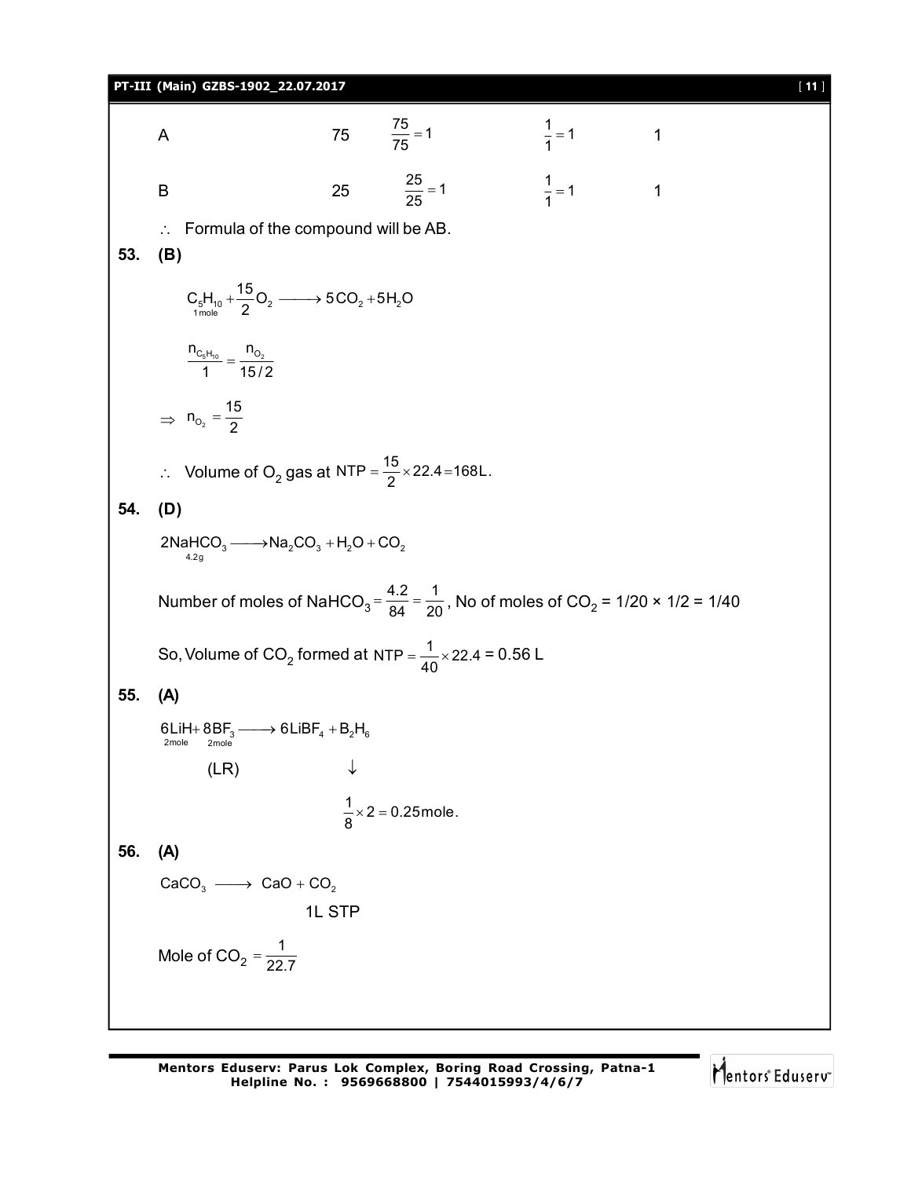| | | | | |
|---|---|---|---|---|
| A | 75 | $\frac{75}{75}=1$ | $\frac{1}{1}=1$ | 1 |
| B | 25 | $\frac{25}{25}=1$ | $\frac{1}{1}=1$ | 1 |

$\therefore$ Formula of the compound will be AB.

**53. (B)**

$$\underset{1\,mole}{C_5H_{10}} + \frac{15}{2}O_2 \longrightarrow 5CO_2 + 5H_2O$$

$$\frac{n_{C_5H_{10}}}{1} = \frac{n_{O_2}}{15/2}$$

$$\Rightarrow\ n_{O_2} = \frac{15}{2}$$

$\therefore$ Volume of $O_2$ gas at $NTP = \frac{15}{2} \times 22.4 = 168L.$

**54. (D)**

$$2\underset{4.2g}{NaHCO_3} \longrightarrow Na_2CO_3 + H_2O + CO_2$$

Number of moles of $NaHCO_3 = \frac{4.2}{84} = \frac{1}{20}$, No of moles of $CO_2$ = 1/20 × 1/2 = 1/40

So, Volume of $CO_2$ formed at $NTP = \frac{1}{40} \times 22.4$ = 0.56 L

**55. (A)**

$$\underset{2mole}{6LiH} + \underset{2mole}{8BF_3} \longrightarrow 6LiBF_4 + B_2H_6$$

(LR) $\qquad\downarrow$

$$\frac{1}{8} \times 2 = 0.25\text{mole.}$$

**56. (A)**

$$CaCO_3 \longrightarrow CaO + CO_2$$

1L STP

Mole of $CO_2 = \frac{1}{22.7}$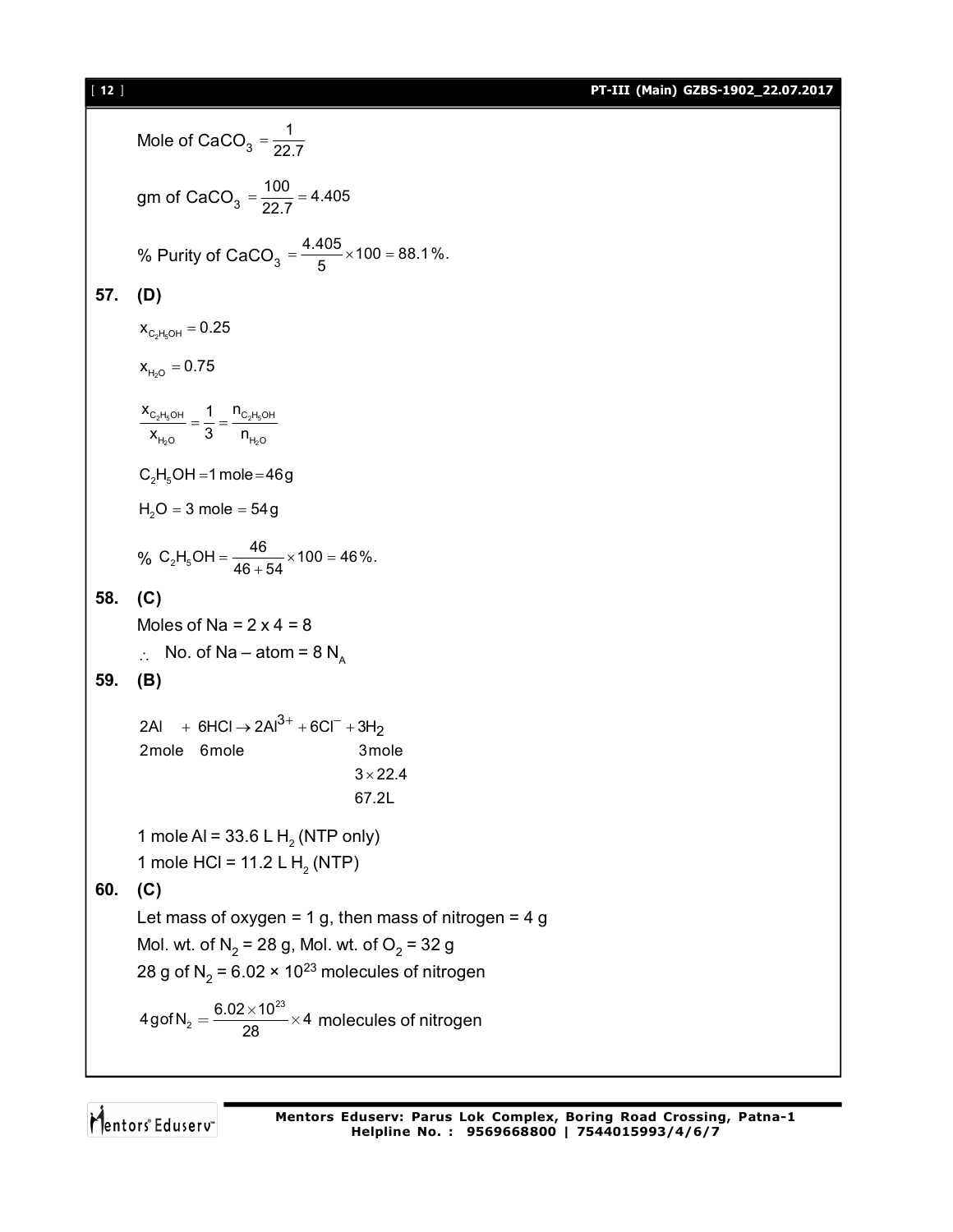Mole of $CaCO_3 = \frac{1}{22.7}$

gm of $CaCO_3 = \frac{100}{22.7} = 4.405$

% Purity of $CaCO_3 = \frac{4.405}{5} \times 100 = 88.1\%$.

**57. (D)**

$x_{C_2H_5OH} = 0.25$

$x_{H_2O} = 0.75$

$$\frac{x_{C_2H_5OH}}{x_{H_2O}} = \frac{1}{3} = \frac{n_{C_2H_5OH}}{n_{H_2O}}$$

$C_2H_5OH = 1 \text{ mole} = 46 g$

$H_2O = 3 \text{ mole} = 54 g$

$$\% \ C_2H_5OH = \frac{46}{46+54} \times 100 = 46\%.$$

**58. (C)**

Moles of Na = 2 x 4 = 8

$\therefore$ No. of Na – atom = 8 $N_A$

**59. (B)**

$$2Al \ + \ 6HCl \rightarrow 2Al^{3+} + 6Cl^{-} + 3H_2$$

2mole 6mole 3mole

$3 \times 22.4$

67.2L

1 mole Al = 33.6 L $H_2$ (NTP only)

1 mole HCl = 11.2 L $H_2$ (NTP)

**60. (C)**

Let mass of oxygen = 1 g, then mass of nitrogen = 4 g

Mol. wt. of $N_2$ = 28 g, Mol. wt. of $O_2$ = 32 g

28 g of $N_2$ = $6.02 \times 10^{23}$ molecules of nitrogen

$$4 \text{ g of } N_2 = \frac{6.02 \times 10^{23}}{28} \times 4 \text{ molecules of nitrogen}$$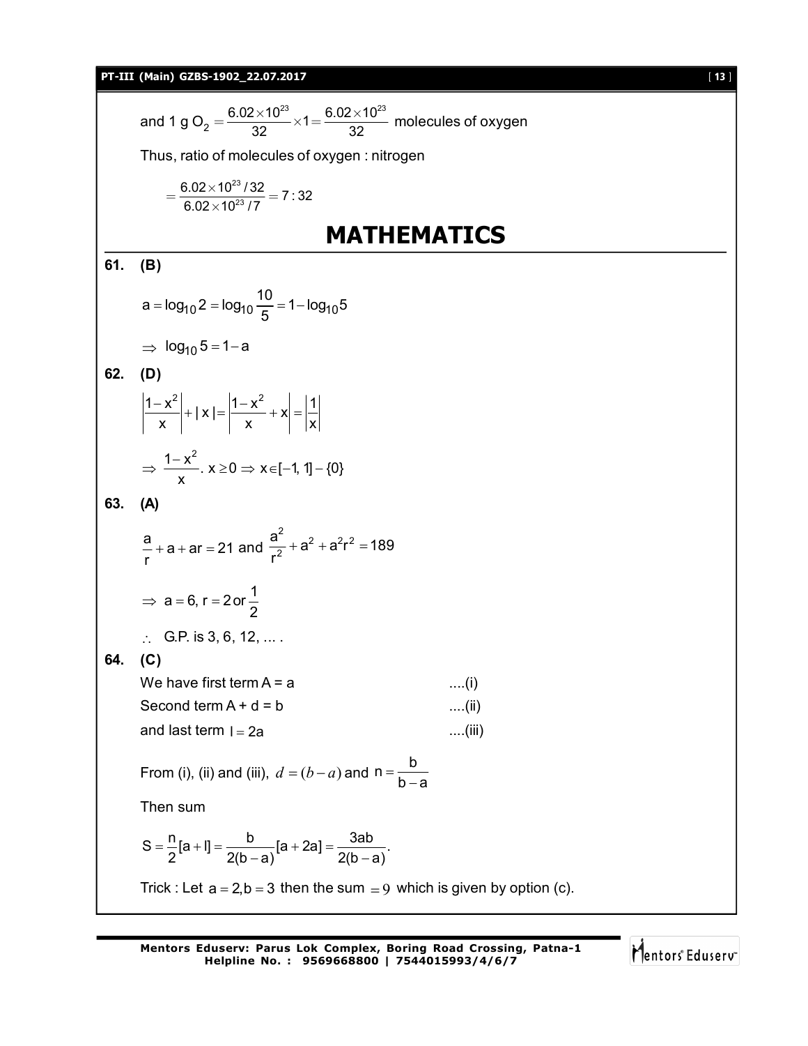and 1 g $O_2 = \frac{6.02 \times 10^{23}}{32} \times 1 = \frac{6.02 \times 10^{23}}{32}$ molecules of oxygen

Thus, ratio of molecules of oxygen : nitrogen

$$= \frac{6.02 \times 10^{23} / 32}{6.02 \times 10^{23} / 7} = 7 : 32$$

# MATHEMATICS

**61. (B)**

$$a = \log_{10} 2 = \log_{10} \frac{10}{5} = 1 - \log_{10} 5$$

$$\Rightarrow \log_{10} 5 = 1 - a$$

**62. (D)**

$$\left|\frac{1-x^2}{x}\right| + |x| = \left|\frac{1-x^2}{x} + x\right| = \left|\frac{1}{x}\right|$$

$$\Rightarrow \frac{1-x^2}{x}. \; x \geq 0 \Rightarrow x \in [-1, 1] - \{0\}$$

**63. (A)**

$$\frac{a}{r} + a + ar = 21 \text{ and } \frac{a^2}{r^2} + a^2 + a^2r^2 = 189$$

$$\Rightarrow a = 6, \; r = 2 \text{ or } \frac{1}{2}$$

$\therefore$ G.P. is 3, 6, 12, ... .

**64. (C)**

We have first term A = a ....(i)

Second term A + d = b ....(ii)

and last term $l = 2a$ ....(iii)

From (i), (ii) and (iii), $d = (b - a)$ and $n = \frac{b}{b-a}$

Then sum

$$S = \frac{n}{2}[a + l] = \frac{b}{2(b-a)}[a + 2a] = \frac{3ab}{2(b-a)}.$$

Trick : Let $a = 2, b = 3$ then the sum $= 9$ which is given by option (c).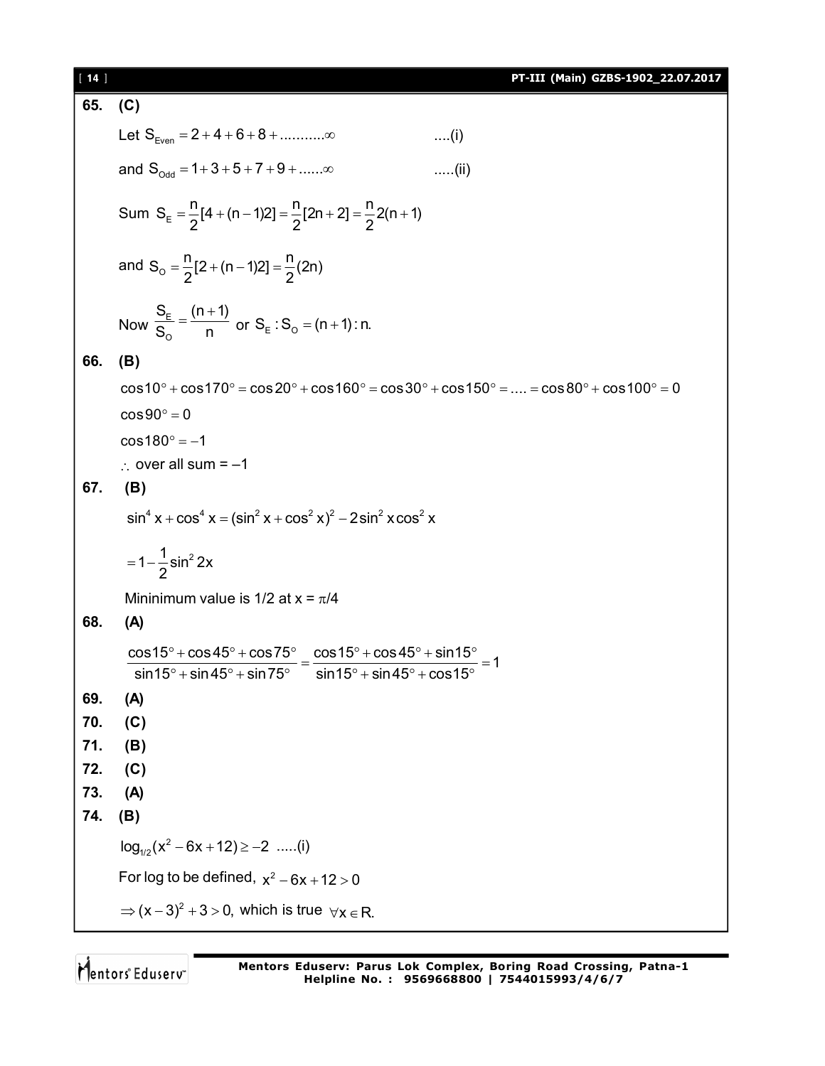**65. (C)**

Let $S_{Even} = 2 + 4 + 6 + 8 + ..........\infty$ ....(i)

and $S_{Odd} = 1 + 3 + 5 + 7 + 9 + ......\infty$ .....(ii)

Sum $S_E = \frac{n}{2}[4 + (n-1)2] = \frac{n}{2}[2n + 2] = \frac{n}{2}2(n+1)$

and $S_O = \frac{n}{2}[2 + (n-1)2] = \frac{n}{2}(2n)$

Now $\frac{S_E}{S_O} = \frac{(n+1)}{n}$ or $S_E : S_O = (n+1) : n.$

**66. (B)**

$\cos 10° + \cos 170° = \cos 20° + \cos 160° = \cos 30° + \cos 150° = .... = \cos 80° + \cos 100° = 0$

$\cos 90° = 0$

$\cos 180° = -1$

$\therefore$ over all sum = –1

**67. (B)**

$\sin^4 x + \cos^4 x = (\sin^2 x + \cos^2 x)^2 - 2\sin^2 x \cos^2 x$

$= 1 - \frac{1}{2}\sin^2 2x$

Mininimum value is 1/2 at $x = \pi/4$

**68. (A)**

$$\frac{\cos 15° + \cos 45° + \cos 75°}{\sin 15° + \sin 45° + \sin 75°} = \frac{\cos 15° + \cos 45° + \sin 15°}{\sin 15° + \sin 45° + \cos 15°} = 1$$

**69. (A)**

**70. (C)**

**71. (B)**

**72. (C)**

**73. (A)**

**74. (B)**

$\log_{1/2}(x^2 - 6x + 12) \geq -2$ .....(i)

For log to be defined, $x^2 - 6x + 12 > 0$

$\Rightarrow (x-3)^2 + 3 > 0,$ which is true $\forall x \in R.$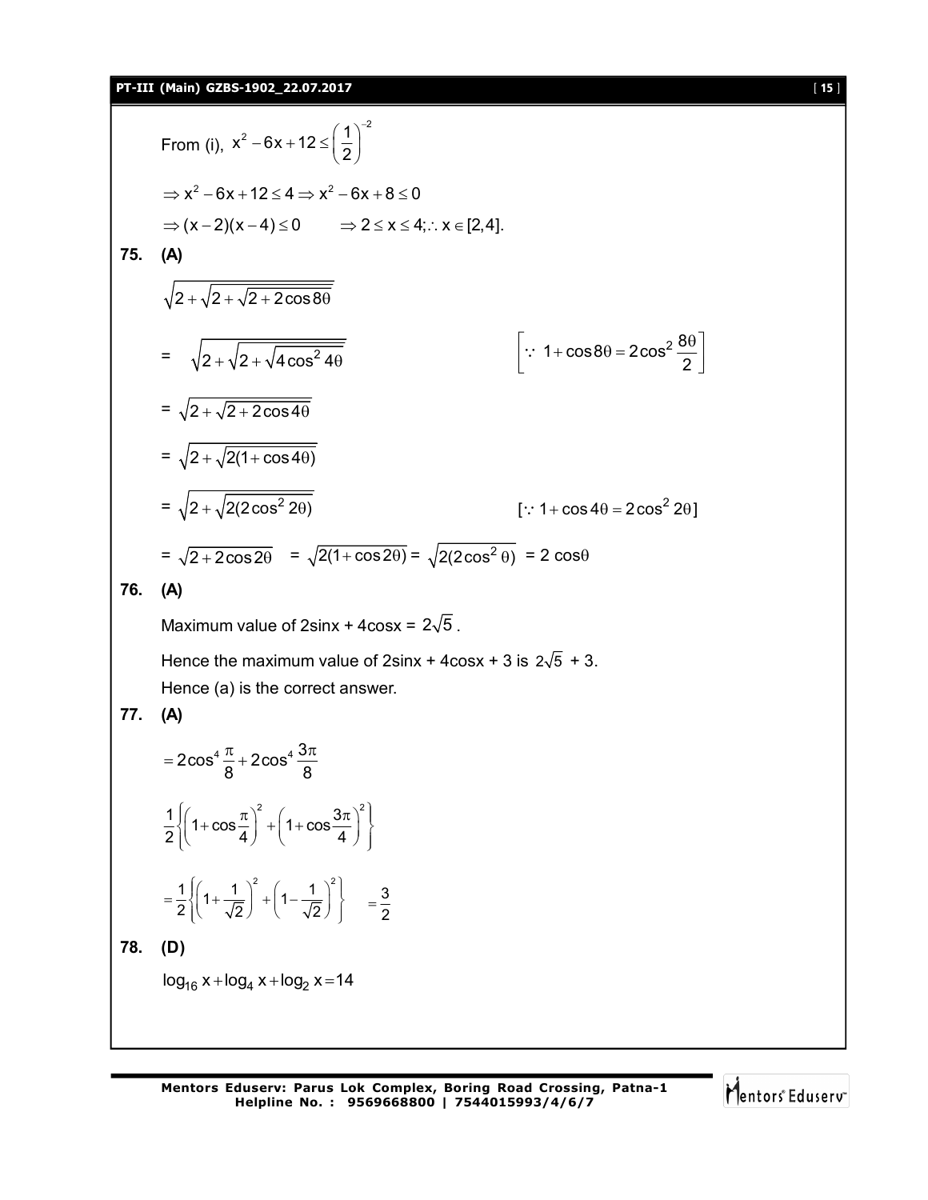From (i), $x^2 - 6x + 12 \le \left(\frac{1}{2}\right)^{-2}$

$\Rightarrow x^2 - 6x + 12 \le 4 \Rightarrow x^2 - 6x + 8 \le 0$

$\Rightarrow (x-2)(x-4) \le 0 \qquad \Rightarrow 2 \le x \le 4; \therefore x \in [2,4].$

**75. (A)**

$\sqrt{2+\sqrt{2+\sqrt{2+2\cos 8\theta}}}$

$= \sqrt{2+\sqrt{2+\sqrt{4\cos^2 4\theta}}} \qquad \left[\because 1+\cos 8\theta = 2\cos^2 \frac{8\theta}{2}\right]$

$= \sqrt{2+\sqrt{2+2\cos 4\theta}}$

$= \sqrt{2+\sqrt{2(1+\cos 4\theta)}}$

$= \sqrt{2+\sqrt{2(2\cos^2 2\theta)}} \qquad [\because 1+\cos 4\theta = 2\cos^2 2\theta]$

$= \sqrt{2+2\cos 2\theta} = \sqrt{2(1+\cos 2\theta)} = \sqrt{2(2\cos^2\theta)} = 2\cos\theta$

**76. (A)**

Maximum value of 2sinx + 4cosx = $2\sqrt{5}$.

Hence the maximum value of 2sinx + 4cosx + 3 is $2\sqrt{5}$ + 3.

Hence (a) is the correct answer.

**77. (A)**

$= 2\cos^4\frac{\pi}{8} + 2\cos^4\frac{3\pi}{8}$

$\frac{1}{2}\left\{\left(1+\cos\frac{\pi}{4}\right)^2 + \left(1+\cos\frac{3\pi}{4}\right)^2\right\}$

$= \frac{1}{2}\left\{\left(1+\frac{1}{\sqrt{2}}\right)^2 + \left(1-\frac{1}{\sqrt{2}}\right)^2\right\} \quad = \frac{3}{2}$

**78. (D)**

$\log_{16} x + \log_4 x + \log_2 x = 14$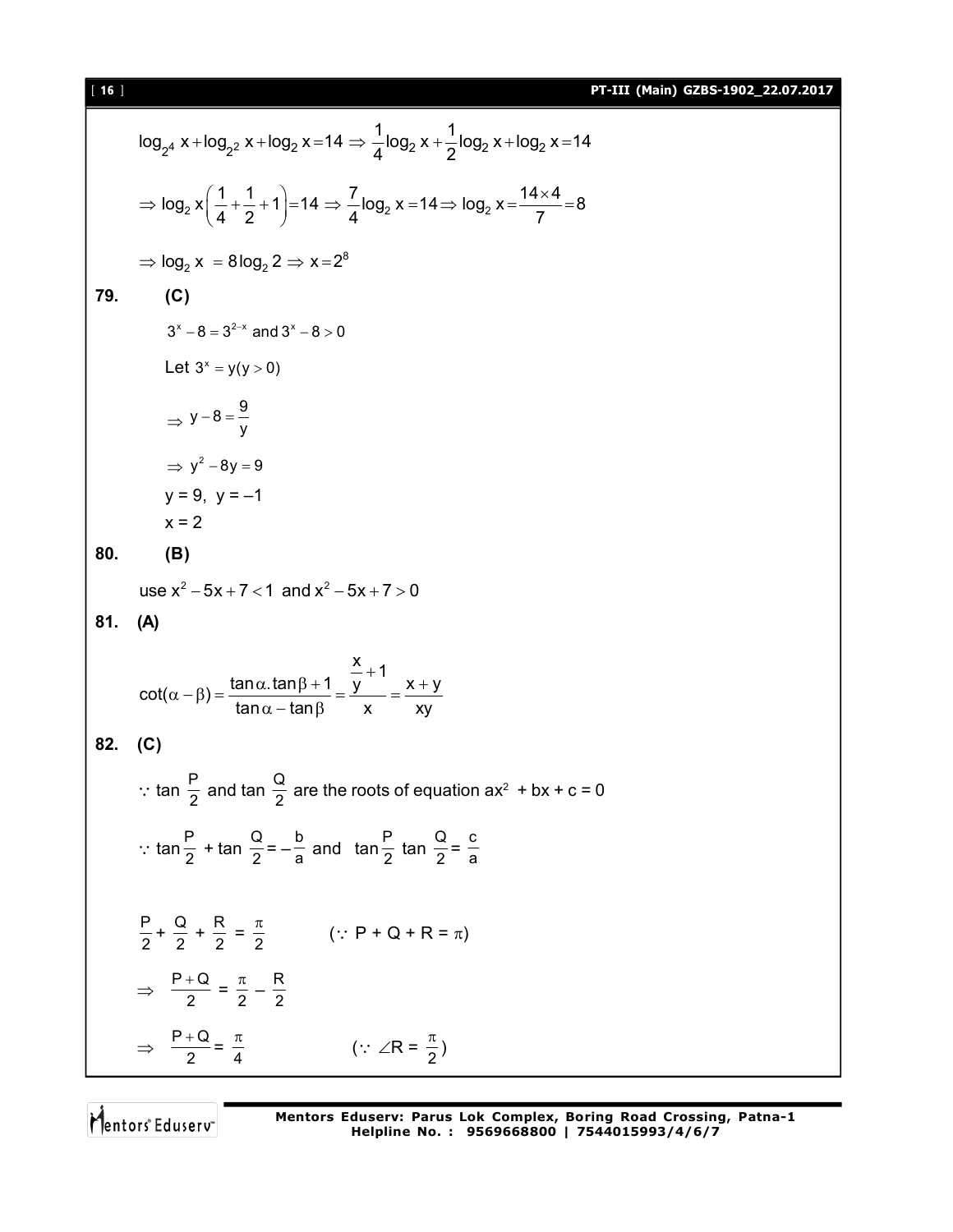$$\log_{2^4} x + \log_{2^2} x + \log_2 x = 14 \Rightarrow \frac{1}{4}\log_2 x + \frac{1}{2}\log_2 x + \log_2 x = 14$$

$$\Rightarrow \log_2 x\left(\frac{1}{4} + \frac{1}{2} + 1\right) = 14 \Rightarrow \frac{7}{4}\log_2 x = 14 \Rightarrow \log_2 x = \frac{14 \times 4}{7} = 8$$

$$\Rightarrow \log_2 x = 8\log_2 2 \Rightarrow x = 2^8$$

**79. (C)**

$3^x - 8 = 3^{2-x}$ and $3^x - 8 > 0$

Let $3^x = y (y > 0)$

$$\Rightarrow y - 8 = \frac{9}{y}$$

$$\Rightarrow y^2 - 8y = 9$$

$y = 9,\ y = -1$

$x = 2$

**80. (B)**

use $x^2 - 5x + 7 < 1$ and $x^2 - 5x + 7 > 0$

**81. (A)**

$$\cot(\alpha - \beta) = \frac{\tan\alpha.\tan\beta + 1}{\tan\alpha - \tan\beta} = \frac{\frac{x}{y} + 1}{x} = \frac{x + y}{xy}$$

**82. (C)**

$\because \tan\frac{P}{2}$ and $\tan\frac{Q}{2}$ are the roots of equation $ax^2 + bx + c = 0$

$\because \tan\frac{P}{2} + \tan\frac{Q}{2} = -\frac{b}{a}$ and $\tan\frac{P}{2}\tan\frac{Q}{2} = \frac{c}{a}$

$\frac{P}{2} + \frac{Q}{2} + \frac{R}{2} = \frac{\pi}{2}$ $\quad (\because P + Q + R = \pi)$

$\Rightarrow \frac{P+Q}{2} = \frac{\pi}{2} - \frac{R}{2}$

$\Rightarrow \frac{P+Q}{2} = \frac{\pi}{4}$ $\quad (\because \angle R = \frac{\pi}{2})$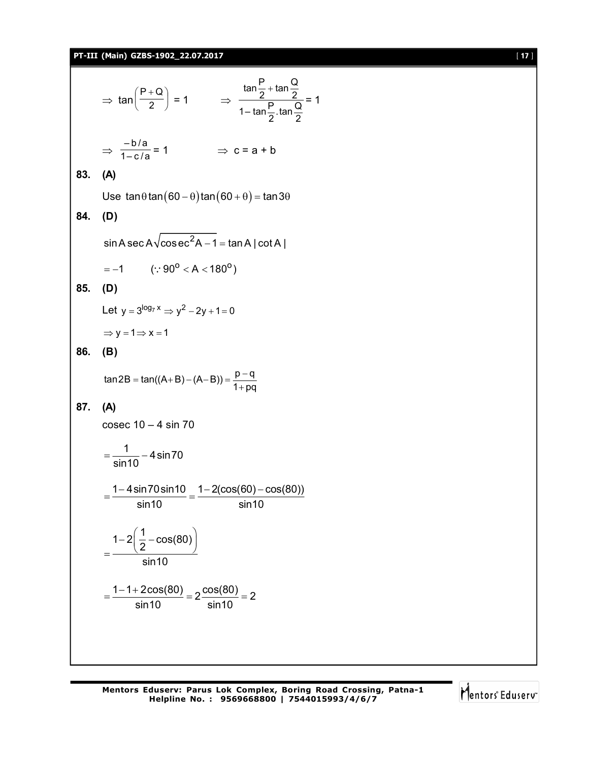$$\Rightarrow \tan\left(\frac{P+Q}{2}\right) = 1 \qquad \Rightarrow \frac{\tan\frac{P}{2} + \tan\frac{Q}{2}}{1 - \tan\frac{P}{2}.\tan\frac{Q}{2}} = 1$$

$$\Rightarrow \frac{-b/a}{1-c/a} = 1 \qquad \Rightarrow c = a + b$$

**83. (A)**

Use $\tan\theta\tan(60-\theta)\tan(60+\theta) = \tan 3\theta$

**84. (D)**

$$\sin A \sec A\sqrt{\operatorname{cosec}^2 A - 1} = \tan A\,|\cot A|$$

$$= -1 \qquad (\because 90^o < A < 180^o)$$

**85. (D)**

Let $y = 3^{\log_7 x} \Rightarrow y^2 - 2y + 1 = 0$

$\Rightarrow y = 1 \Rightarrow x = 1$

**86. (B)**

$$\tan 2B = \tan((A+B)-(A-B)) = \frac{p-q}{1+pq}$$

**87. (A)**

cosec 10 – 4 sin 70

$$= \frac{1}{\sin 10} - 4\sin 70$$

$$= \frac{1 - 4\sin 70 \sin 10}{\sin 10} = \frac{1 - 2(\cos(60) - \cos(80))}{\sin 10}$$

$$= \frac{1 - 2\left(\frac{1}{2} - \cos(80)\right)}{\sin 10}$$

$$= \frac{1 - 1 + 2\cos(80)}{\sin 10} = 2\frac{\cos(80)}{\sin 10} = 2$$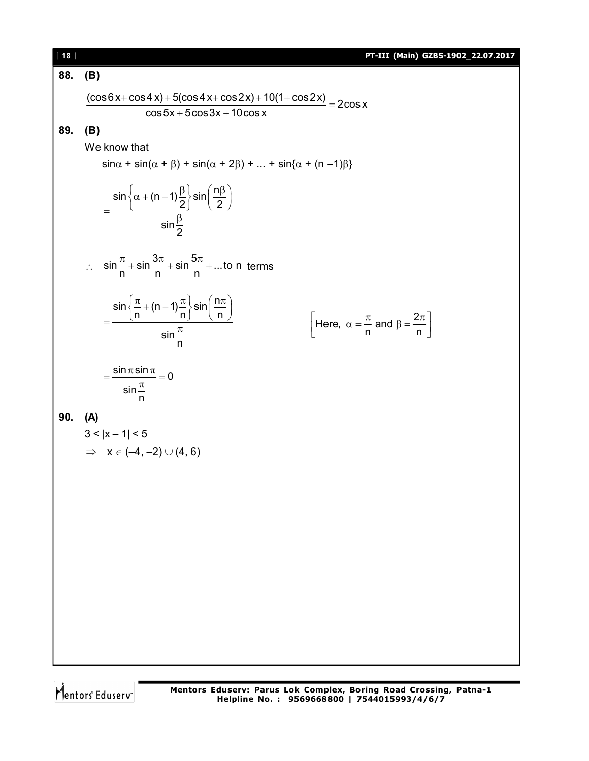**88. (B)**

$$\frac{(\cos 6x+\cos 4x)+5(\cos 4x+\cos 2x)+10(1+\cos 2x)}{\cos 5x+5\cos 3x+10\cos x}=2\cos x$$

**89. (B)**

We know that

$\sin\alpha + \sin(\alpha + \beta) + \sin(\alpha + 2\beta) + ... + \sin\{\alpha + (n-1)\beta\}$

$$=\frac{\sin\left\{\alpha+(n-1)\frac{\beta}{2}\right\}\sin\left(\frac{n\beta}{2}\right)}{\sin\frac{\beta}{2}}$$

$\therefore \quad \sin\frac{\pi}{n}+\sin\frac{3\pi}{n}+\sin\frac{5\pi}{n}+...\text{to } n \text{ terms}$

$$=\frac{\sin\left\{\frac{\pi}{n}+(n-1)\frac{\pi}{n}\right\}\sin\left(\frac{n\pi}{n}\right)}{\sin\frac{\pi}{n}} \qquad \left[\text{Here, } \alpha=\frac{\pi}{n} \text{ and } \beta=\frac{2\pi}{n}\right]$$

$$=\frac{\sin\pi\sin\pi}{\sin\frac{\pi}{n}}=0$$

**90. (A)**

$3 < |x - 1| < 5$

$\Rightarrow \quad x \in (-4, -2) \cup (4, 6)$